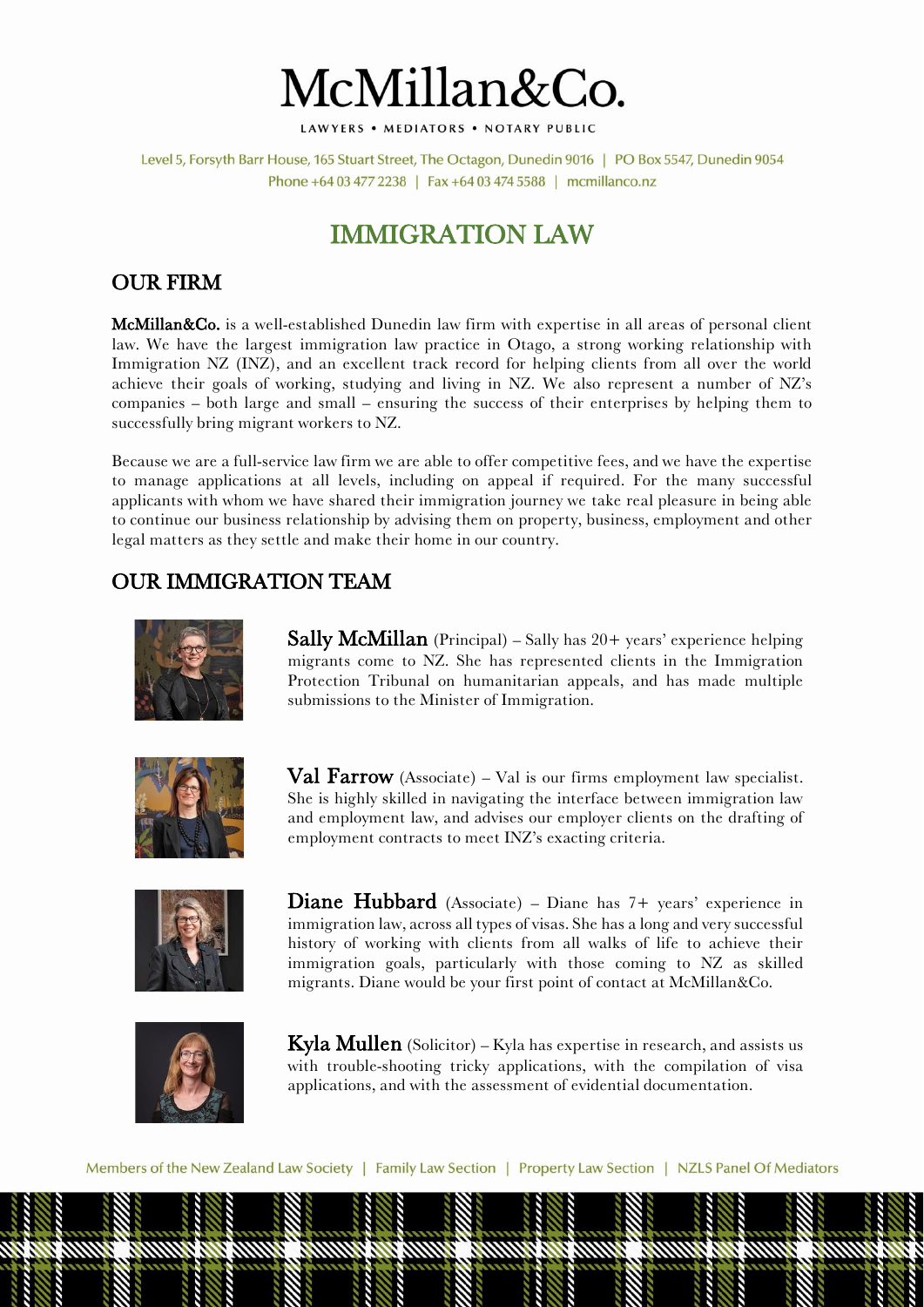# McMillan&Co.

LAWYERS • MEDIATORS • NOTARY PUBLIC

Level 5, Forsyth Barr House, 165 Stuart Street, The Octagon, Dunedin 9016 | PO Box 5547, Dunedin 9054
Phone +64 03 477 2238 | Fax +64 03 474 5588 | mcmillanco.nz

# IMMIGRATION LAW

## OUR FIRM

**McMillan&Co.** is a well-established Dunedin law firm with expertise in all areas of personal client law. We have the largest immigration law practice in Otago, a strong working relationship with Immigration NZ (INZ), and an excellent track record for helping clients from all over the world achieve their goals of working, studying and living in NZ. We also represent a number of NZ's companies – both large and small – ensuring the success of their enterprises by helping them to successfully bring migrant workers to NZ.

Because we are a full-service law firm we are able to offer competitive fees, and we have the expertise to manage applications at all levels, including on appeal if required. For the many successful applicants with whom we have shared their immigration journey we take real pleasure in being able to continue our business relationship by advising them on property, business, employment and other legal matters as they settle and make their home in our country.

## OUR IMMIGRATION TEAM

**Sally McMillan** (Principal) – Sally has 20+ years' experience helping migrants come to NZ. She has represented clients in the Immigration Protection Tribunal on humanitarian appeals, and has made multiple submissions to the Minister of Immigration.

**Val Farrow** (Associate) – Val is our firms employment law specialist. She is highly skilled in navigating the interface between immigration law and employment law, and advises our employer clients on the drafting of employment contracts to meet INZ's exacting criteria.

**Diane Hubbard** (Associate) – Diane has 7+ years' experience in immigration law, across all types of visas. She has a long and very successful history of working with clients from all walks of life to achieve their immigration goals, particularly with those coming to NZ as skilled migrants. Diane would be your first point of contact at McMillan&Co.

**Kyla Mullen** (Solicitor) – Kyla has expertise in research, and assists us with trouble-shooting tricky applications, with the compilation of visa applications, and with the assessment of evidential documentation.

Members of the New Zealand Law Society | Family Law Section | Property Law Section | NZLS Panel Of Mediators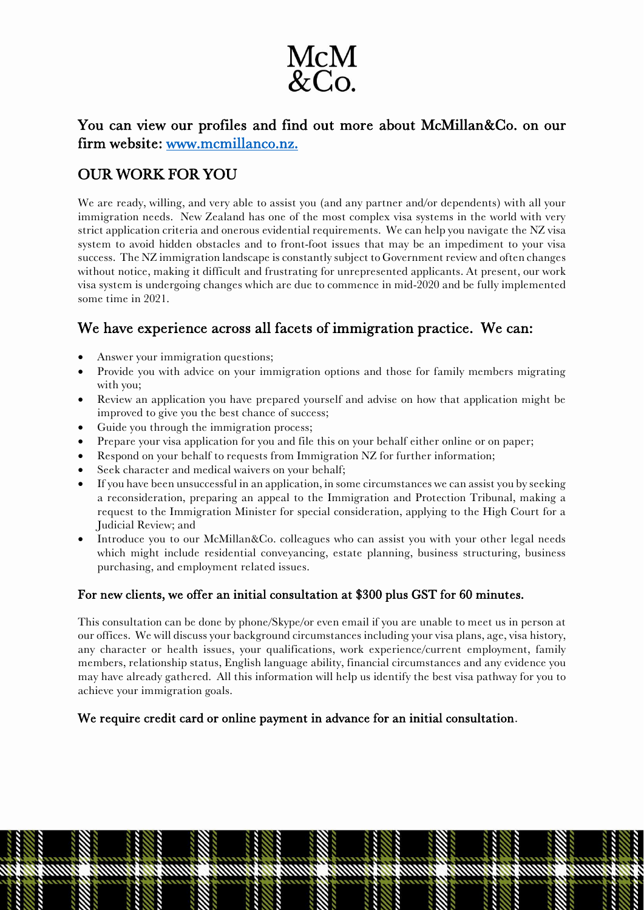McM
&Co.

## You can view our profiles and find out more about McMillan&Co. on our firm website: [www.mcmillanco.nz.](http://www.mcmillanco.nz)

## OUR WORK FOR YOU

We are ready, willing, and very able to assist you (and any partner and/or dependents) with all your immigration needs. New Zealand has one of the most complex visa systems in the world with very strict application criteria and onerous evidential requirements. We can help you navigate the NZ visa system to avoid hidden obstacles and to front-foot issues that may be an impediment to your visa success. The NZ immigration landscape is constantly subject to Government review and often changes without notice, making it difficult and frustrating for unrepresented applicants. At present, our work visa system is undergoing changes which are due to commence in mid-2020 and be fully implemented some time in 2021.

## We have experience across all facets of immigration practice. We can:

- Answer your immigration questions;
- Provide you with advice on your immigration options and those for family members migrating with you;
- Review an application you have prepared yourself and advise on how that application might be improved to give you the best chance of success;
- Guide you through the immigration process;
- Prepare your visa application for you and file this on your behalf either online or on paper;
- Respond on your behalf to requests from Immigration NZ for further information;
- Seek character and medical waivers on your behalf;
- If you have been unsuccessful in an application, in some circumstances we can assist you by seeking a reconsideration, preparing an appeal to the Immigration and Protection Tribunal, making a request to the Immigration Minister for special consideration, applying to the High Court for a Judicial Review; and
- Introduce you to our McMillan&Co. colleagues who can assist you with your other legal needs which might include residential conveyancing, estate planning, business structuring, business purchasing, and employment related issues.

### For new clients, we offer an initial consultation at $300 plus GST for 60 minutes.

This consultation can be done by phone/Skype/or even email if you are unable to meet us in person at our offices. We will discuss your background circumstances including your visa plans, age, visa history, any character or health issues, your qualifications, work experience/current employment, family members, relationship status, English language ability, financial circumstances and any evidence you may have already gathered. All this information will help us identify the best visa pathway for you to achieve your immigration goals.

### We require credit card or online payment in advance for an initial consultation.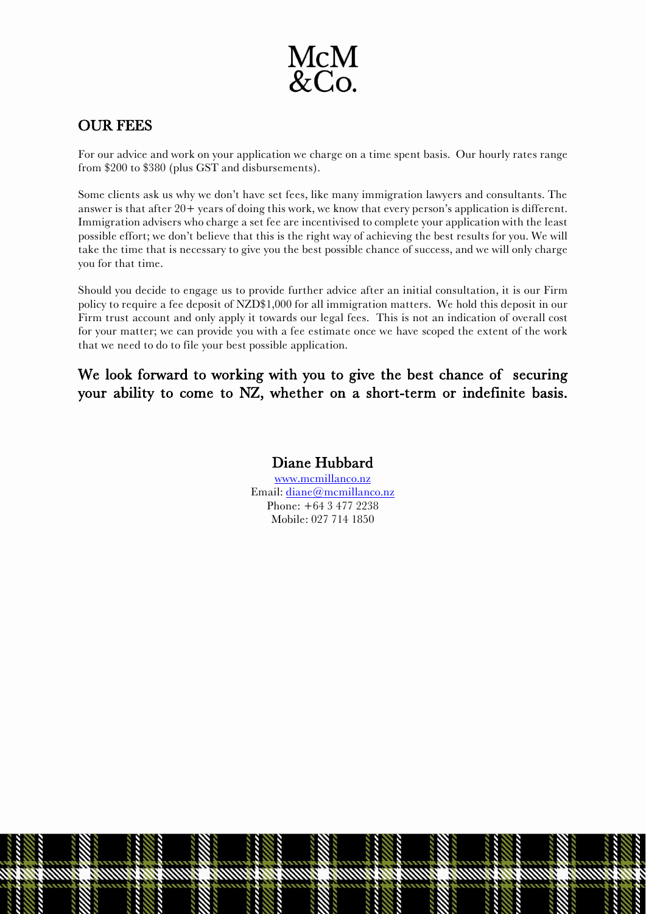McM
&Co.

## OUR FEES

For our advice and work on your application we charge on a time spent basis. Our hourly rates range from $200 to $380 (plus GST and disbursements).

Some clients ask us why we don't have set fees, like many immigration lawyers and consultants. The answer is that after 20+ years of doing this work, we know that every person's application is different. Immigration advisers who charge a set fee are incentivised to complete your application with the least possible effort; we don't believe that this is the right way of achieving the best results for you. We will take the time that is necessary to give you the best possible chance of success, and we will only charge you for that time.

Should you decide to engage us to provide further advice after an initial consultation, it is our Firm policy to require a fee deposit of NZD$1,000 for all immigration matters. We hold this deposit in our Firm trust account and only apply it towards our legal fees. This is not an indication of overall cost for your matter; we can provide you with a fee estimate once we have scoped the extent of the work that we need to do to file your best possible application.

### We look forward to working with you to give the best chance of securing your ability to come to NZ, whether on a short-term or indefinite basis.

**Diane Hubbard**
www.mcmillanco.nz
Email: diane@mcmillanco.nz
Phone: +64 3 477 2238
Mobile: 027 714 1850